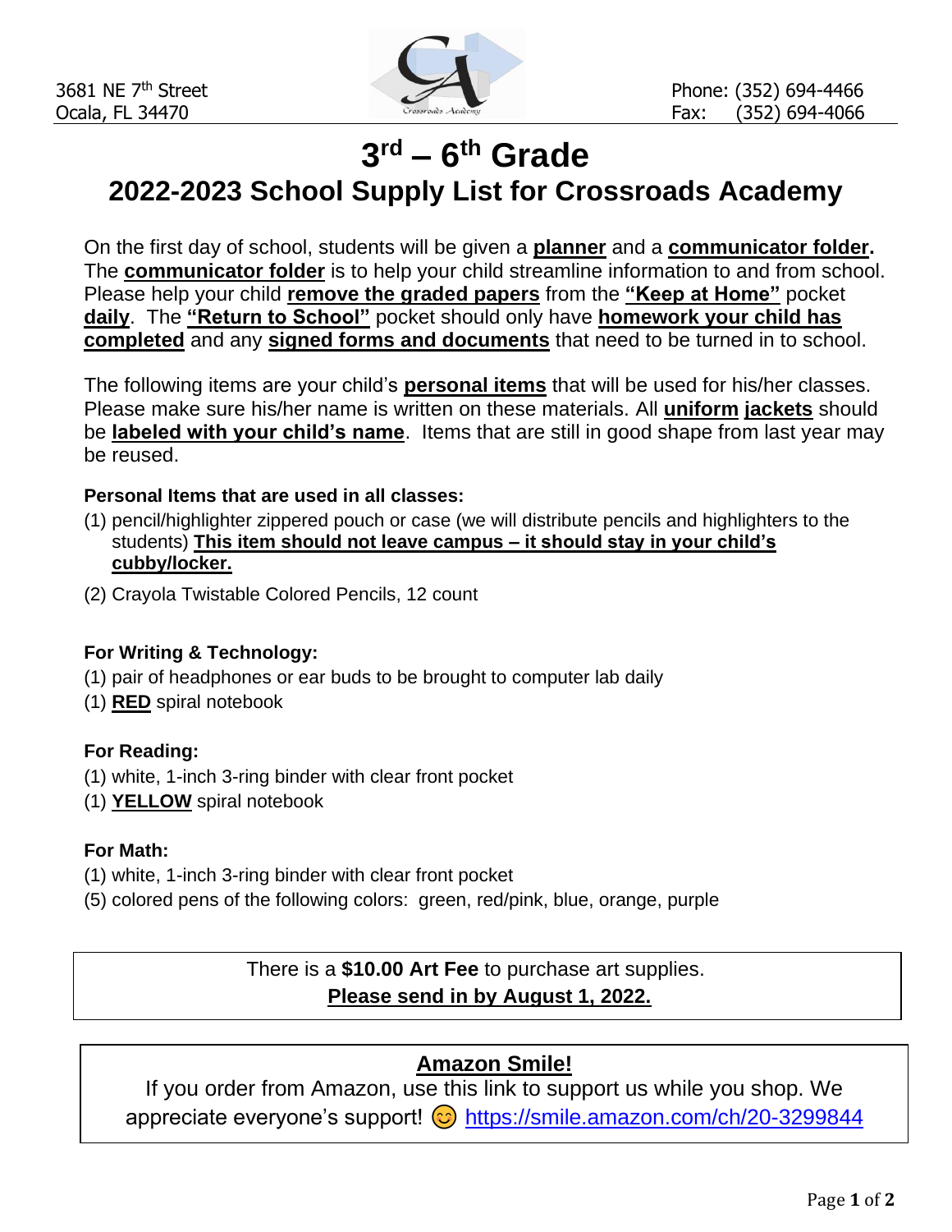3681 NE 7th Street
Ocala, FL 34470

Phone: (352) 694-4466
Fax: (352) 694-4066

# 3rd – 6th Grade

## 2022-2023 School Supply List for Crossroads Academy

On the first day of school, students will be given a **planner** and a **communicator folder.** The **communicator folder** is to help your child streamline information to and from school. Please help your child **remove the graded papers** from the **"Keep at Home"** pocket **daily**. The **"Return to School"** pocket should only have **homework your child has completed** and any **signed forms and documents** that need to be turned in to school.

The following items are your child's **personal items** that will be used for his/her classes. Please make sure his/her name is written on these materials. All **uniform jackets** should be **labeled with your child's name**. Items that are still in good shape from last year may be reused.

**Personal Items that are used in all classes:**

(1) pencil/highlighter zippered pouch or case (we will distribute pencils and highlighters to the students) **This item should not leave campus – it should stay in your child's cubby/locker.**

(2) Crayola Twistable Colored Pencils, 12 count

**For Writing & Technology:**

(1) pair of headphones or ear buds to be brought to computer lab daily

(1) **RED** spiral notebook

**For Reading:**

(1) white, 1-inch 3-ring binder with clear front pocket

(1) **YELLOW** spiral notebook

**For Math:**

(1) white, 1-inch 3-ring binder with clear front pocket

(5) colored pens of the following colors: green, red/pink, blue, orange, purple

There is a **$10.00 Art Fee** to purchase art supplies.
**Please send in by August 1, 2022.**

**Amazon Smile!**
If you order from Amazon, use this link to support us while you shop. We appreciate everyone's support! 😊 https://smile.amazon.com/ch/20-3299844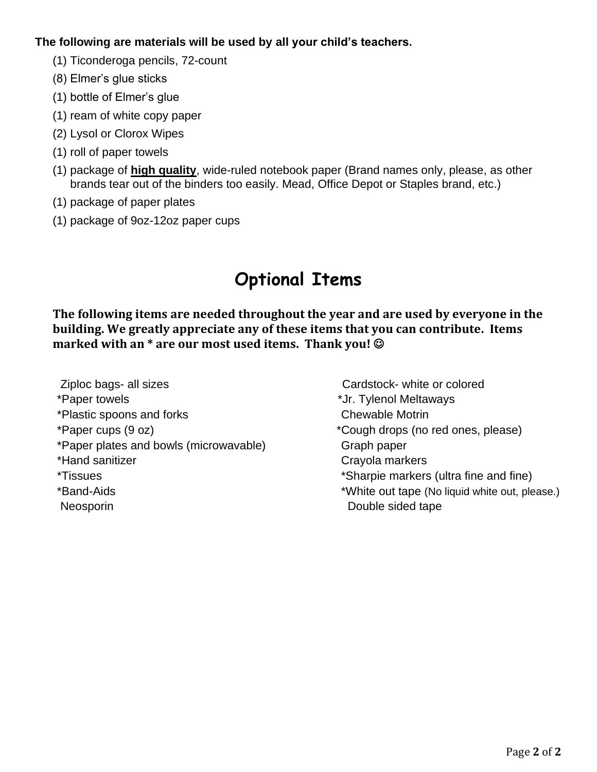**The following are materials will be used by all your child's teachers.**

- (1) Ticonderoga pencils, 72-count
- (8) Elmer's glue sticks
- (1) bottle of Elmer's glue
- (1) ream of white copy paper
- (2) Lysol or Clorox Wipes
- (1) roll of paper towels
- (1) package of **high quality**, wide-ruled notebook paper (Brand names only, please, as other brands tear out of the binders too easily. Mead, Office Depot or Staples brand, etc.)
- (1) package of paper plates
- (1) package of 9oz-12oz paper cups

# Optional Items

**The following items are needed throughout the year and are used by everyone in the building. We greatly appreciate any of these items that you can contribute. Items marked with an * are our most used items. Thank you! ☺**

- Ziploc bags- all sizes
- *Paper towels
- *Plastic spoons and forks
- *Paper cups (9 oz)
- *Paper plates and bowls (microwavable)
- *Hand sanitizer
- *Tissues
- *Band-Aids
- Neosporin
- Cardstock- white or colored
- *Jr. Tylenol Meltaways
- Chewable Motrin
- *Cough drops (no red ones, please)
- Graph paper
- Crayola markers
- *Sharpie markers (ultra fine and fine)
- *White out tape (No liquid white out, please.)
- Double sided tape